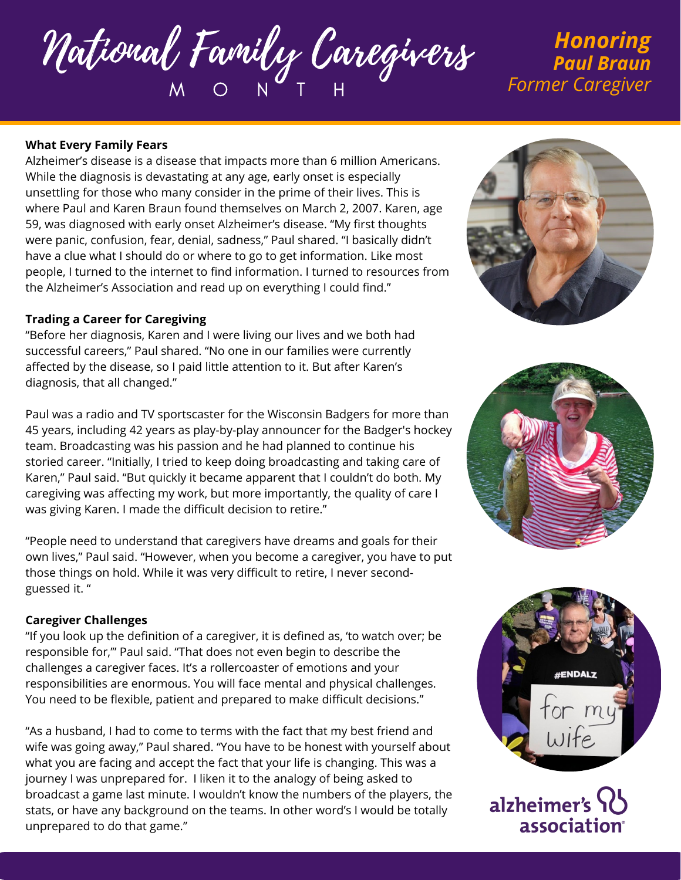# National Family Caregivers MONTH

**Honoring**
**Paul Braun**
*Former Caregiver*

**What Every Family Fears**

Alzheimer's disease is a disease that impacts more than 6 million Americans. While the diagnosis is devastating at any age, early onset is especially unsettling for those who many consider in the prime of their lives. This is where Paul and Karen Braun found themselves on March 2, 2007. Karen, age 59, was diagnosed with early onset Alzheimer's disease. "My first thoughts were panic, confusion, fear, denial, sadness," Paul shared. "I basically didn't have a clue what I should do or where to go to get information. Like most people, I turned to the internet to find information. I turned to resources from the Alzheimer's Association and read up on everything I could find."

**Trading a Career for Caregiving**

"Before her diagnosis, Karen and I were living our lives and we both had successful careers," Paul shared. "No one in our families were currently affected by the disease, so I paid little attention to it. But after Karen's diagnosis, that all changed."

Paul was a radio and TV sportscaster for the Wisconsin Badgers for more than 45 years, including 42 years as play-by-play announcer for the Badger's hockey team. Broadcasting was his passion and he had planned to continue his storied career. "Initially, I tried to keep doing broadcasting and taking care of Karen," Paul said. "But quickly it became apparent that I couldn't do both. My caregiving was affecting my work, but more importantly, the quality of care I was giving Karen. I made the difficult decision to retire."

"People need to understand that caregivers have dreams and goals for their own lives," Paul said. "However, when you become a caregiver, you have to put those things on hold. While it was very difficult to retire, I never second-guessed it. "

**Caregiver Challenges**

"If you look up the definition of a caregiver, it is defined as, 'to watch over; be responsible for,'" Paul said. "That does not even begin to describe the challenges a caregiver faces. It's a rollercoaster of emotions and your responsibilities are enormous. You will face mental and physical challenges. You need to be flexible, patient and prepared to make difficult decisions."

"As a husband, I had to come to terms with the fact that my best friend and wife was going away," Paul shared. "You have to be honest with yourself about what you are facing and accept the fact that your life is changing. This was a journey I was unprepared for. I liken it to the analogy of being asked to broadcast a game last minute. I wouldn't know the numbers of the players, the stats, or have any background on the teams. In other word's I would be totally unprepared to do that game."

alzheimer's association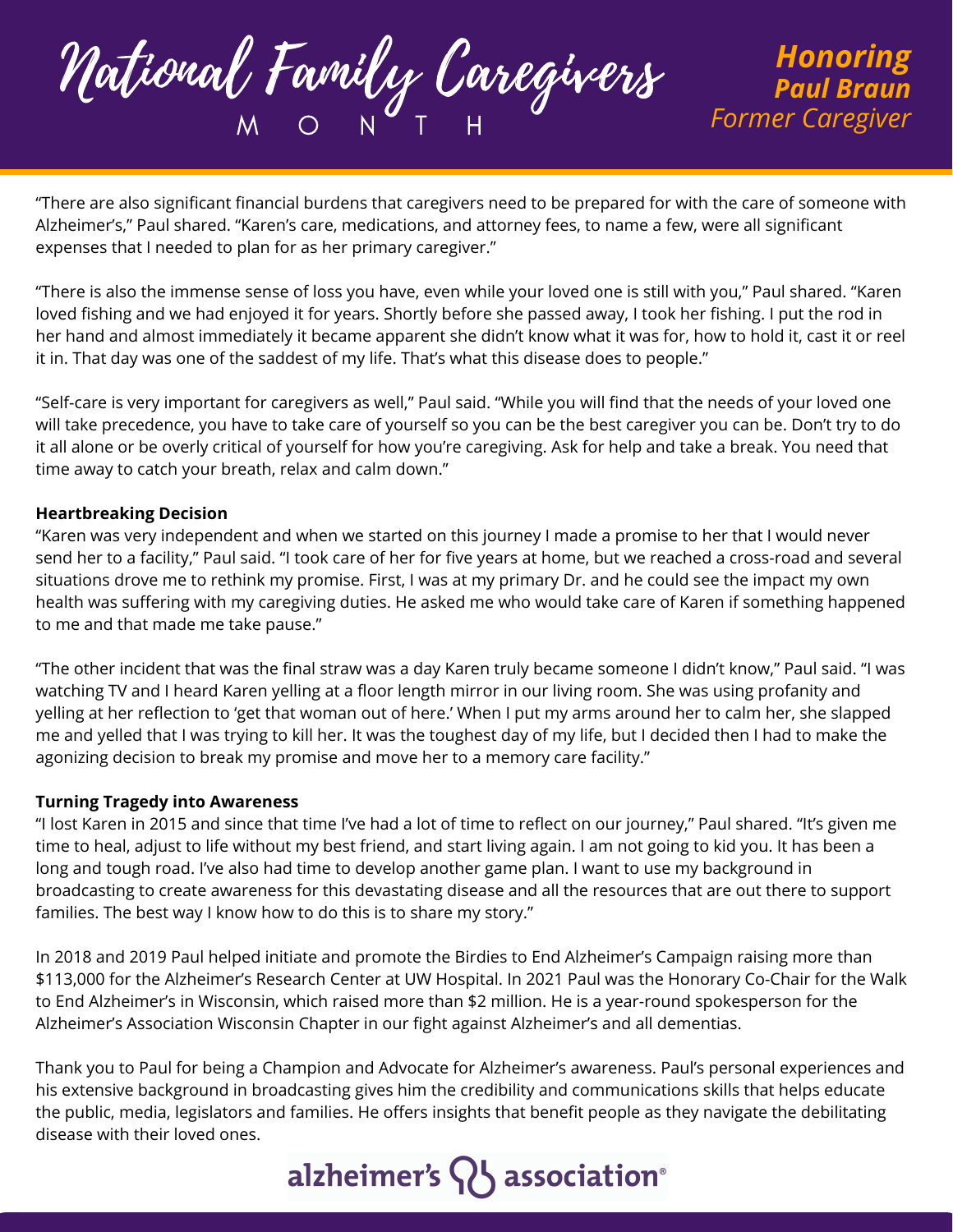"There are also significant financial burdens that caregivers need to be prepared for with the care of someone with Alzheimer's," Paul shared. "Karen's care, medications, and attorney fees, to name a few, were all significant expenses that I needed to plan for as her primary caregiver."

"There is also the immense sense of loss you have, even while your loved one is still with you," Paul shared. "Karen loved fishing and we had enjoyed it for years. Shortly before she passed away, I took her fishing. I put the rod in her hand and almost immediately it became apparent she didn't know what it was for, how to hold it, cast it or reel it in. That day was one of the saddest of my life. That's what this disease does to people."

"Self-care is very important for caregivers as well," Paul said. "While you will find that the needs of your loved one will take precedence, you have to take care of yourself so you can be the best caregiver you can be. Don't try to do it all alone or be overly critical of yourself for how you're caregiving. Ask for help and take a break. You need that time away to catch your breath, relax and calm down."

**Heartbreaking Decision**

"Karen was very independent and when we started on this journey I made a promise to her that I would never send her to a facility," Paul said. "I took care of her for five years at home, but we reached a cross-road and several situations drove me to rethink my promise. First, I was at my primary Dr. and he could see the impact my own health was suffering with my caregiving duties. He asked me who would take care of Karen if something happened to me and that made me take pause."

"The other incident that was the final straw was a day Karen truly became someone I didn't know," Paul said. "I was watching TV and I heard Karen yelling at a floor length mirror in our living room. She was using profanity and yelling at her reflection to 'get that woman out of here.' When I put my arms around her to calm her, she slapped me and yelled that I was trying to kill her. It was the toughest day of my life, but I decided then I had to make the agonizing decision to break my promise and move her to a memory care facility."

**Turning Tragedy into Awareness**

"I lost Karen in 2015 and since that time I've had a lot of time to reflect on our journey," Paul shared. "It's given me time to heal, adjust to life without my best friend, and start living again. I am not going to kid you. It has been a long and tough road. I've also had time to develop another game plan. I want to use my background in broadcasting to create awareness for this devastating disease and all the resources that are out there to support families. The best way I know how to do this is to share my story."

In 2018 and 2019 Paul helped initiate and promote the Birdies to End Alzheimer's Campaign raising more than $113,000 for the Alzheimer's Research Center at UW Hospital. In 2021 Paul was the Honorary Co-Chair for the Walk to End Alzheimer's in Wisconsin, which raised more than $2 million. He is a year-round spokesperson for the Alzheimer's Association Wisconsin Chapter in our fight against Alzheimer's and all dementias.

Thank you to Paul for being a Champion and Advocate for Alzheimer's awareness. Paul's personal experiences and his extensive background in broadcasting gives him the credibility and communications skills that helps educate the public, media, legislators and families. He offers insights that benefit people as they navigate the debilitating disease with their loved ones.

alzheimer's association®